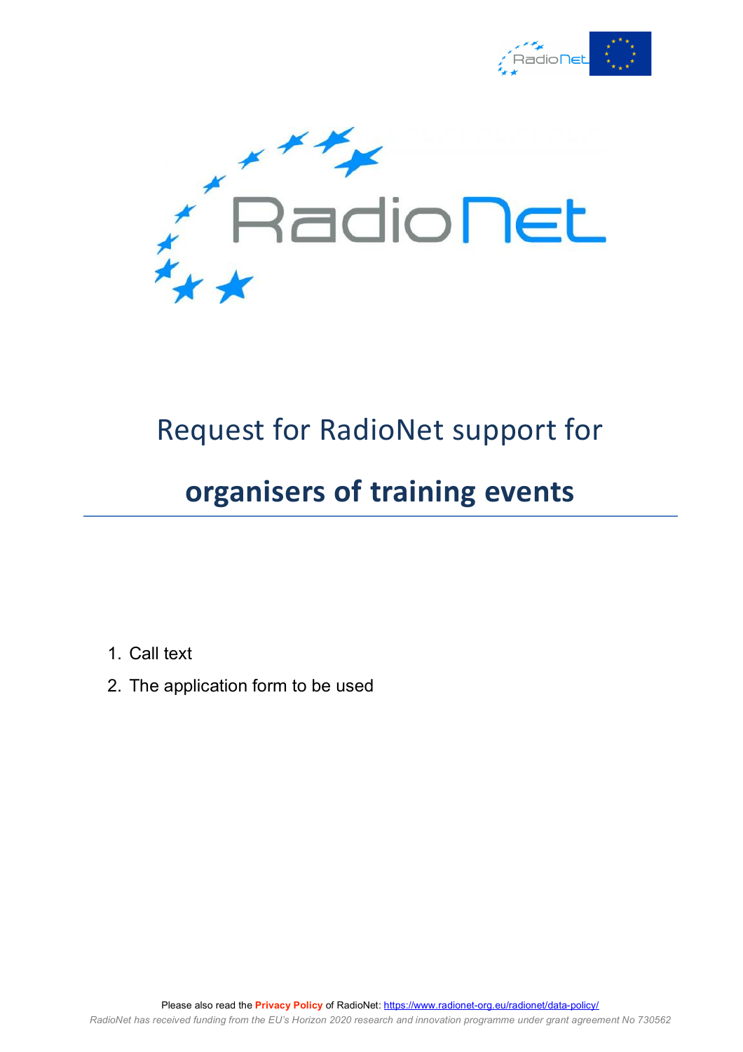# Request for RadioNet support for

# **organisers of training events**

1. Call text
2. The application form to be used

Please also read the **Privacy Policy** of RadioNet: https://www.radionet-org.eu/radionet/data-policy/

*RadioNet has received funding from the EU's Horizon 2020 research and innovation programme under grant agreement No 730562*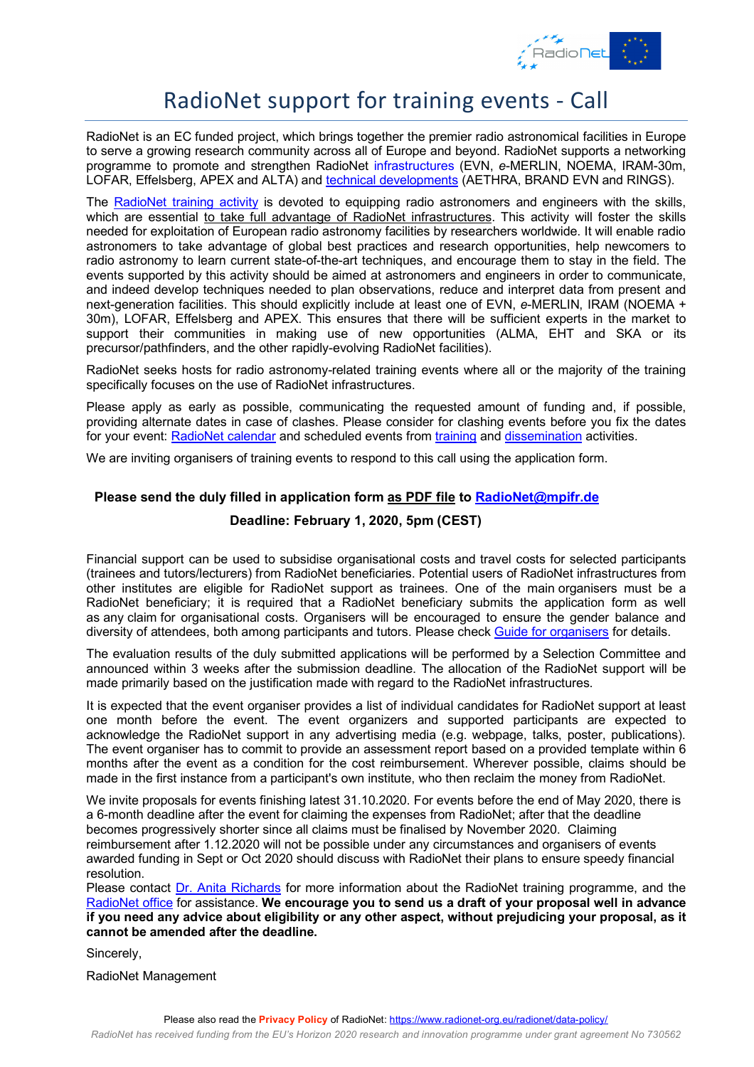# RadioNet support for training events - Call

RadioNet is an EC funded project, which brings together the premier radio astronomical facilities in Europe to serve a growing research community across all of Europe and beyond. RadioNet supports a networking programme to promote and strengthen RadioNet infrastructures (EVN, *e*-MERLIN, NOEMA, IRAM-30m, LOFAR, Effelsberg, APEX and ALTA) and technical developments (AETHRA, BRAND EVN and RINGS).

The RadioNet training activity is devoted to equipping radio astronomers and engineers with the skills, which are essential to take full advantage of RadioNet infrastructures. This activity will foster the skills needed for exploitation of European radio astronomy facilities by researchers worldwide. It will enable radio astronomers to take advantage of global best practices and research opportunities, help newcomers to radio astronomy to learn current state-of-the-art techniques, and encourage them to stay in the field. The events supported by this activity should be aimed at astronomers and engineers in order to communicate, and indeed develop techniques needed to plan observations, reduce and interpret data from present and next-generation facilities. This should explicitly include at least one of EVN, *e*-MERLIN, IRAM (NOEMA + 30m), LOFAR, Effelsberg and APEX. This ensures that there will be sufficient experts in the market to support their communities in making use of new opportunities (ALMA, EHT and SKA or its precursor/pathfinders, and the other rapidly-evolving RadioNet facilities).

RadioNet seeks hosts for radio astronomy-related training events where all or the majority of the training specifically focuses on the use of RadioNet infrastructures.

Please apply as early as possible, communicating the requested amount of funding and, if possible, providing alternate dates in case of clashes. Please consider for clashing events before you fix the dates for your event: RadioNet calendar and scheduled events from training and dissemination activities.

We are inviting organisers of training events to respond to this call using the application form.

**Please send the duly filled in application form as PDF file to RadioNet@mpifr.de**

**Deadline: February 1, 2020, 5pm (CEST)**

Financial support can be used to subsidise organisational costs and travel costs for selected participants (trainees and tutors/lecturers) from RadioNet beneficiaries. Potential users of RadioNet infrastructures from other institutes are eligible for RadioNet support as trainees. One of the main organisers must be a RadioNet beneficiary; it is required that a RadioNet beneficiary submits the application form as well as any claim for organisational costs. Organisers will be encouraged to ensure the gender balance and diversity of attendees, both among participants and tutors. Please check Guide for organisers for details.

The evaluation results of the duly submitted applications will be performed by a Selection Committee and announced within 3 weeks after the submission deadline. The allocation of the RadioNet support will be made primarily based on the justification made with regard to the RadioNet infrastructures.

It is expected that the event organiser provides a list of individual candidates for RadioNet support at least one month before the event. The event organizers and supported participants are expected to acknowledge the RadioNet support in any advertising media (e.g. webpage, talks, poster, publications). The event organiser has to commit to provide an assessment report based on a provided template within 6 months after the event as a condition for the cost reimbursement. Wherever possible, claims should be made in the first instance from a participant's own institute, who then reclaim the money from RadioNet.

We invite proposals for events finishing latest 31.10.2020. For events before the end of May 2020, there is a 6-month deadline after the event for claiming the expenses from RadioNet; after that the deadline becomes progressively shorter since all claims must be finalised by November 2020. Claiming reimbursement after 1.12.2020 will not be possible under any circumstances and organisers of events awarded funding in Sept or Oct 2020 should discuss with RadioNet their plans to ensure speedy financial resolution.

Please contact Dr. Anita Richards for more information about the RadioNet training programme, and the RadioNet office for assistance. **We encourage you to send us a draft of your proposal well in advance if you need any advice about eligibility or any other aspect, without prejudicing your proposal, as it cannot be amended after the deadline.**

Sincerely,

RadioNet Management

Please also read the **Privacy Policy** of RadioNet: https://www.radionet-org.eu/radionet/data-policy/

*RadioNet has received funding from the EU's Horizon 2020 research and innovation programme under grant agreement No 730562*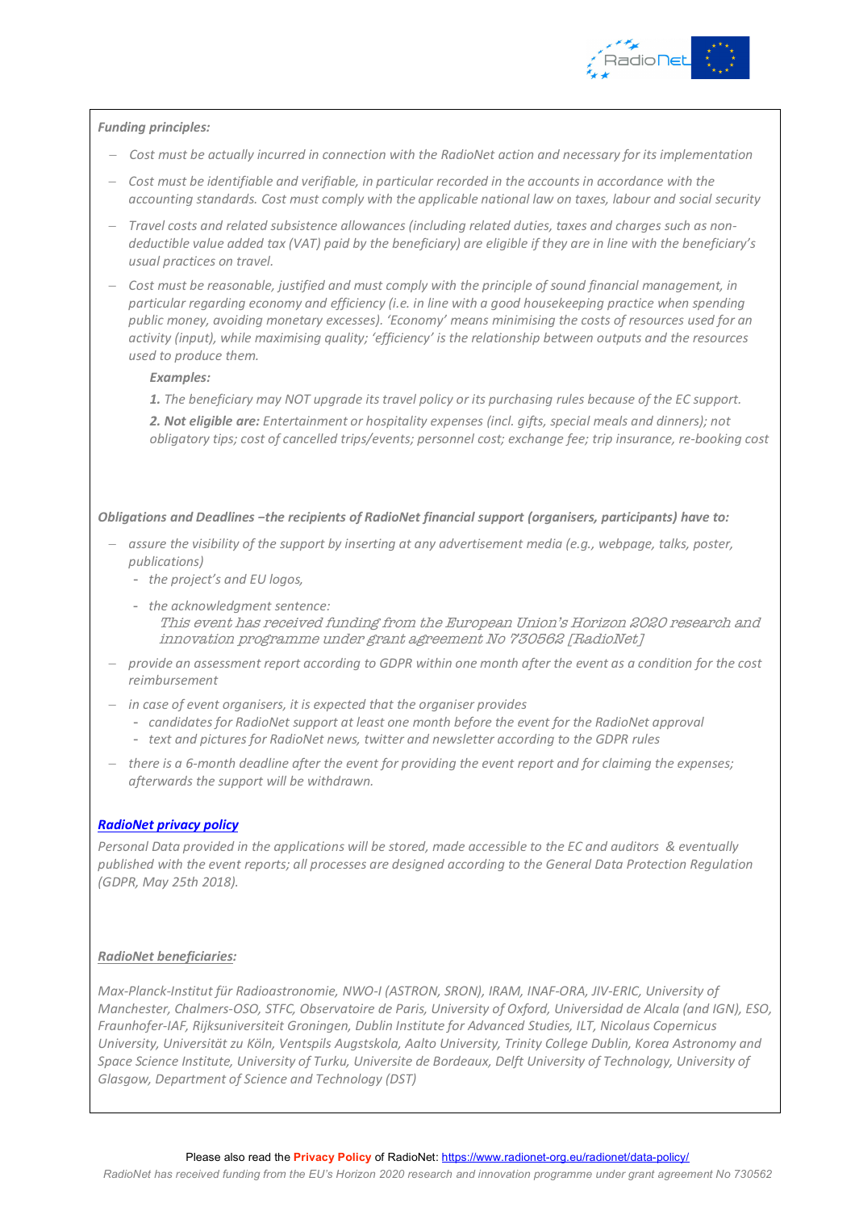***Funding principles:***

- *Cost must be actually incurred in connection with the RadioNet action and necessary for its implementation*
- *Cost must be identifiable and verifiable, in particular recorded in the accounts in accordance with the accounting standards. Cost must comply with the applicable national law on taxes, labour and social security*
- *Travel costs and related subsistence allowances (including related duties, taxes and charges such as non-deductible value added tax (VAT) paid by the beneficiary) are eligible if they are in line with the beneficiary's usual practices on travel.*
- *Cost must be reasonable, justified and must comply with the principle of sound financial management, in particular regarding economy and efficiency (i.e. in line with a good housekeeping practice when spending public money, avoiding monetary excesses). 'Economy' means minimising the costs of resources used for an activity (input), while maximising quality; 'efficiency' is the relationship between outputs and the resources used to produce them.*

  ***Examples:***

  ***1.*** *The beneficiary may NOT upgrade its travel policy or its purchasing rules because of the EC support.*

  ***2. Not eligible are:*** *Entertainment or hospitality expenses (incl. gifts, special meals and dinners); not obligatory tips; cost of cancelled trips/events; personnel cost; exchange fee; trip insurance, re-booking cost*

***Obligations and Deadlines –the recipients of RadioNet financial support (organisers, participants) have to:***

- *assure the visibility of the support by inserting at any advertisement media (e.g., webpage, talks, poster, publications)*
  - *the project's and EU logos,*
  - *the acknowledgment sentence:*
    *This event has received funding from the European Union's Horizon 2020 research and innovation programme under grant agreement No 730562 [RadioNet]*
- *provide an assessment report according to GDPR within one month after the event as a condition for the cost reimbursement*
- *in case of event organisers, it is expected that the organiser provides*
  - *candidates for RadioNet support at least one month before the event for the RadioNet approval*
  - *text and pictures for RadioNet news, twitter and newsletter according to the GDPR rules*
- *there is a 6-month deadline after the event for providing the event report and for claiming the expenses; afterwards the support will be withdrawn.*

***RadioNet privacy policy***

*Personal Data provided in the applications will be stored, made accessible to the EC and auditors & eventually published with the event reports; all processes are designed according to the General Data Protection Regulation (GDPR, May 25th 2018).*

***RadioNet beneficiaries:***

*Max-Planck-Institut für Radioastronomie, NWO-I (ASTRON, SRON), IRAM, INAF-ORA, JIV-ERIC, University of Manchester, Chalmers-OSO, STFC, Observatoire de Paris, University of Oxford, Universidad de Alcala (and IGN), ESO, Fraunhofer-IAF, Rijksuniversiteit Groningen, Dublin Institute for Advanced Studies, ILT, Nicolaus Copernicus University, Universität zu Köln, Ventspils Augstskola, Aalto University, Trinity College Dublin, Korea Astronomy and Space Science Institute, University of Turku, Universite de Bordeaux, Delft University of Technology, University of Glasgow, Department of Science and Technology (DST)*

Please also read the **Privacy Policy** of RadioNet: https://www.radionet-org.eu/radionet/data-policy/

*RadioNet has received funding from the EU's Horizon 2020 research and innovation programme under grant agreement No 730562*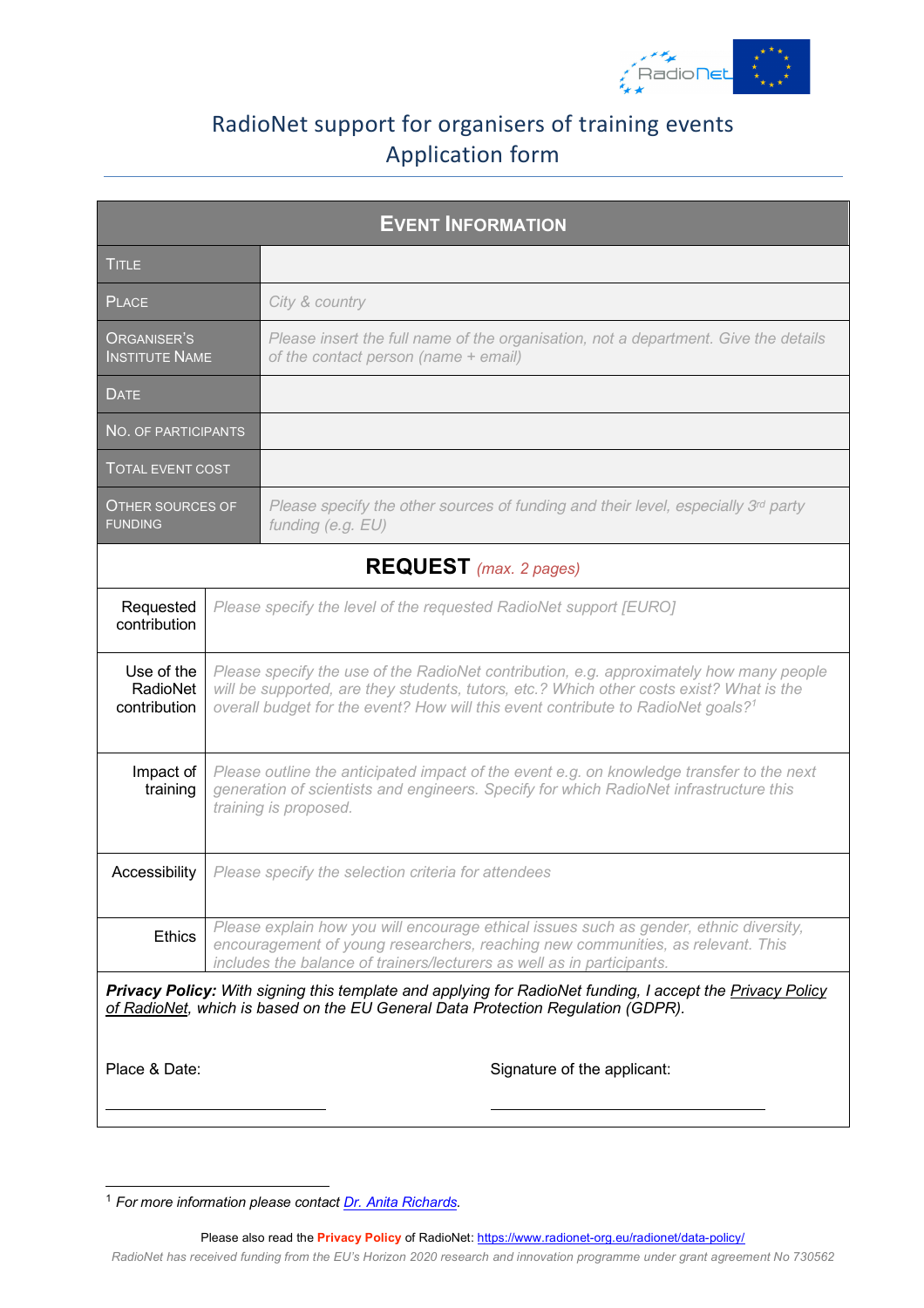# RadioNet support for organisers of training events
## Application form

| **EVENT INFORMATION** | |
|---|---|
| TITLE | |
| PLACE | *City & country* |
| ORGANISER'S INSTITUTE NAME | *Please insert the full name of the organisation, not a department. Give the details of the contact person (name + email)* |
| DATE | |
| NO. OF PARTICIPANTS | |
| TOTAL EVENT COST | |
| OTHER SOURCES OF FUNDING | *Please specify the other sources of funding and their level, especially 3rd party funding (e.g. EU)* |

**REQUEST** *(max. 2 pages)*

| | |
|---|---|
| Requested contribution | *Please specify the level of the requested RadioNet support [EURO]* |
| Use of the RadioNet contribution | *Please specify the use of the RadioNet contribution, e.g. approximately how many people will be supported, are they students, tutors, etc.? Which other costs exist? What is the overall budget for the event? How will this event contribute to RadioNet goals?*[1] |
| Impact of training | *Please outline the anticipated impact of the event e.g. on knowledge transfer to the next generation of scientists and engineers. Specify for which RadioNet infrastructure this training is proposed.* |
| Accessibility | *Please specify the selection criteria for attendees* |
| Ethics | *Please explain how you will encourage ethical issues such as gender, ethnic diversity, encouragement of young researchers, reaching new communities, as relevant. This includes the balance of trainers/lecturers as well as in participants.* |

***Privacy Policy:** With signing this template and applying for RadioNet funding, I accept the Privacy Policy of RadioNet, which is based on the EU General Data Protection Regulation (GDPR).*

Place & Date: ______________________

Signature of the applicant: ______________________

[1] *For more information please contact Dr. Anita Richards.*

Please also read the **Privacy Policy** of RadioNet: https://www.radionet-org.eu/radionet/data-policy/

*RadioNet has received funding from the EU's Horizon 2020 research and innovation programme under grant agreement No 730562*